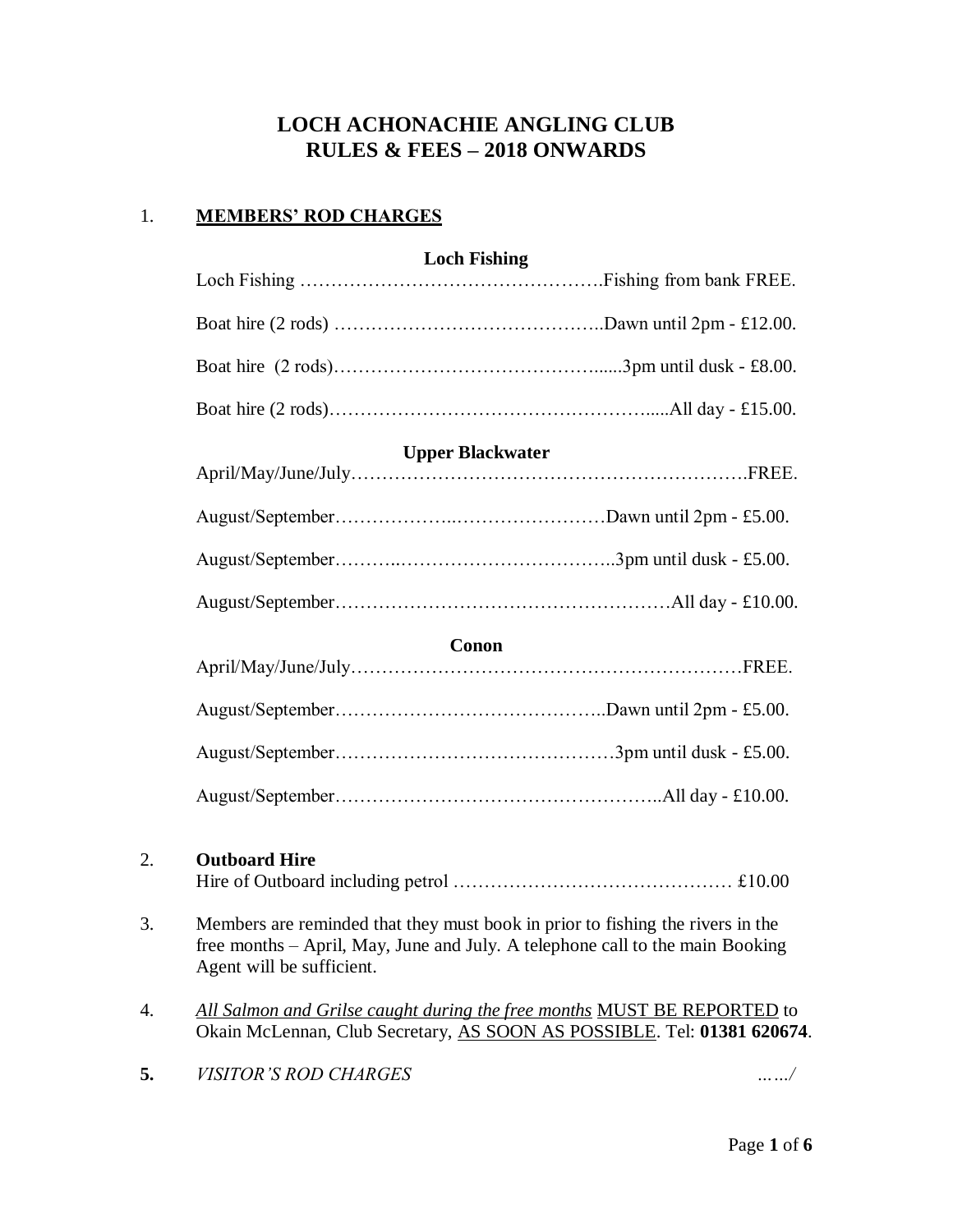# LOCH ACHONACHIE ANGLING CLUB
# RULES & FEES – 2018 ONWARDS

1. **MEMBERS' ROD CHARGES**

**Loch Fishing**

Loch Fishing ………………………………………….Fishing from bank FREE.

Boat hire (2 rods) …………………………………..Dawn until 2pm - £12.00.

Boat hire (2 rods)……………………………….......3pm until dusk - £8.00.

Boat hire (2 rods)………………………………….......All day - £15.00.

**Upper Blackwater**

April/May/June/July……………………………………………….FREE.

August/September……………..……………………Dawn until 2pm - £5.00.

August/September………..……………………………..3pm until dusk - £5.00.

August/September……………………………………………All day - £10.00.

**Conon**

April/May/June/July………………………………………………FREE.

August/September……………………………………..Dawn until 2pm - £5.00.

August/September………………………………………3pm until dusk - £5.00.

August/September……………………………………………..All day - £10.00.

2. **Outboard Hire**
   Hire of Outboard including petrol ……………………………………… £10.00

3. Members are reminded that they must book in prior to fishing the rivers in the free months – April, May, June and July. A telephone call to the main Booking Agent will be sufficient.

4. *All Salmon and Grilse caught during the free months* MUST BE REPORTED to Okain McLennan, Club Secretary, AS SOON AS POSSIBLE. Tel: **01381 620674**.

**5.** *VISITOR'S ROD CHARGES* ……/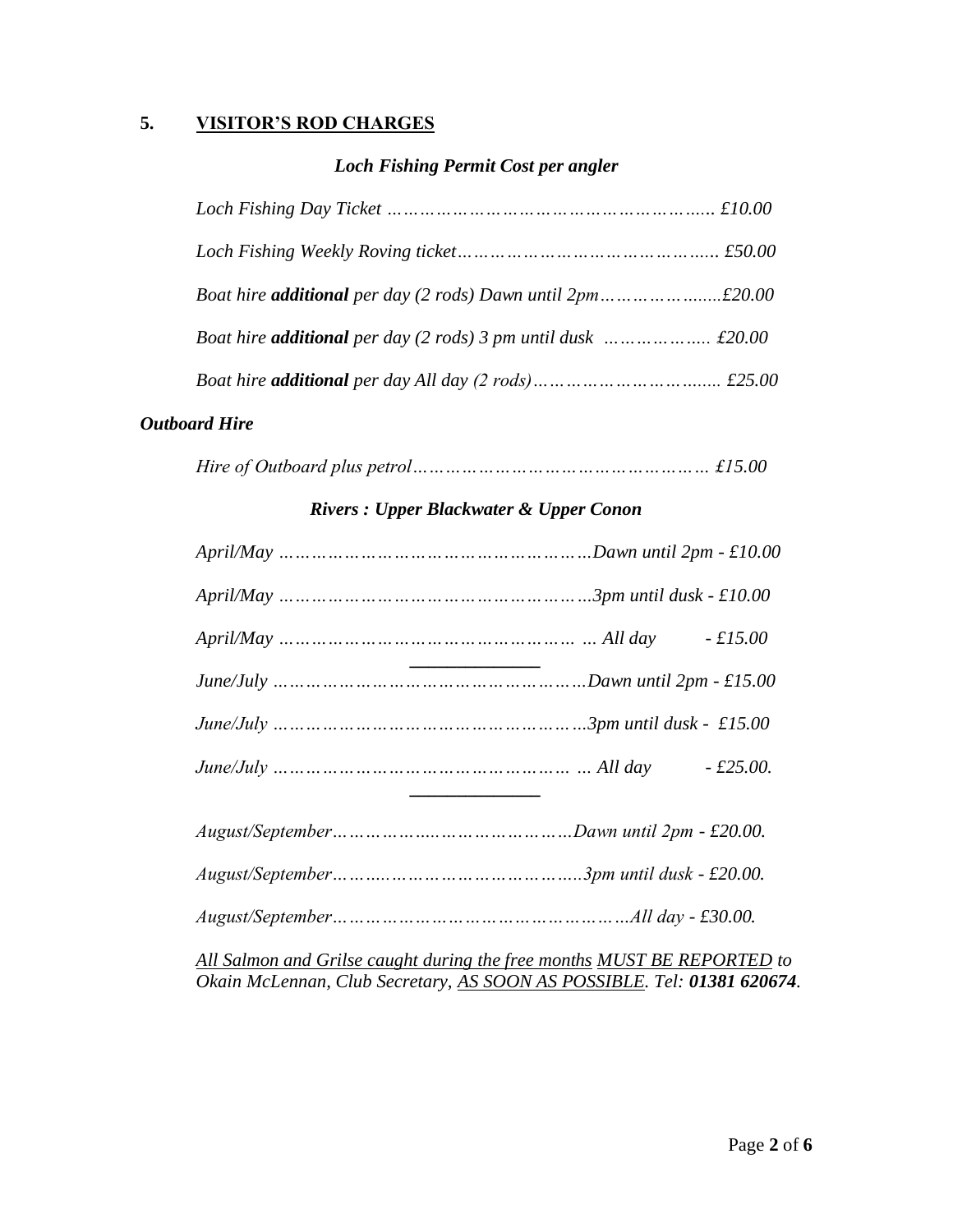## 5. VISITOR'S ROD CHARGES

### *Loch Fishing Permit Cost per angler*

*Loch Fishing Day Ticket ……………………………………………….. £10.00*

*Loch Fishing Weekly Roving ticket…………………………………….. £50.00*

*Boat hire **additional** per day (2 rods) Dawn until 2pm……………......£20.00*

*Boat hire **additional** per day (2 rods) 3 pm until dusk ……………… £20.00*

*Boat hire **additional** per day All day (2 rods)…………………………... £25.00*

### *Outboard Hire*

*Hire of Outboard plus petrol…………………………………………… £15.00*

### *Rivers : Upper Blackwater & Upper Conon*

*April/May ………………………………………………Dawn until 2pm - £10.00*

*April/May ………………………………………………3pm until dusk - £10.00*

*April/May …………………………………………… … All day - £15.00*

---

*June/July ………………………………………………Dawn until 2pm - £15.00*

*June/July ………………………………………………3pm until dusk - £15.00*

*June/July …………………………………………… … All day - £25.00.*

---

*August/September……………..……………………Dawn until 2pm - £20.00.*

*August/September……..……………………………3pm until dusk - £20.00.*

*August/September……………………………………………All day - £30.00.*

*<u>All Salmon and Grilse caught during the free months</u> <u>MUST BE REPORTED</u> to Okain McLennan, Club Secretary, <u>AS SOON AS POSSIBLE</u>. Tel: **01381 620674**.*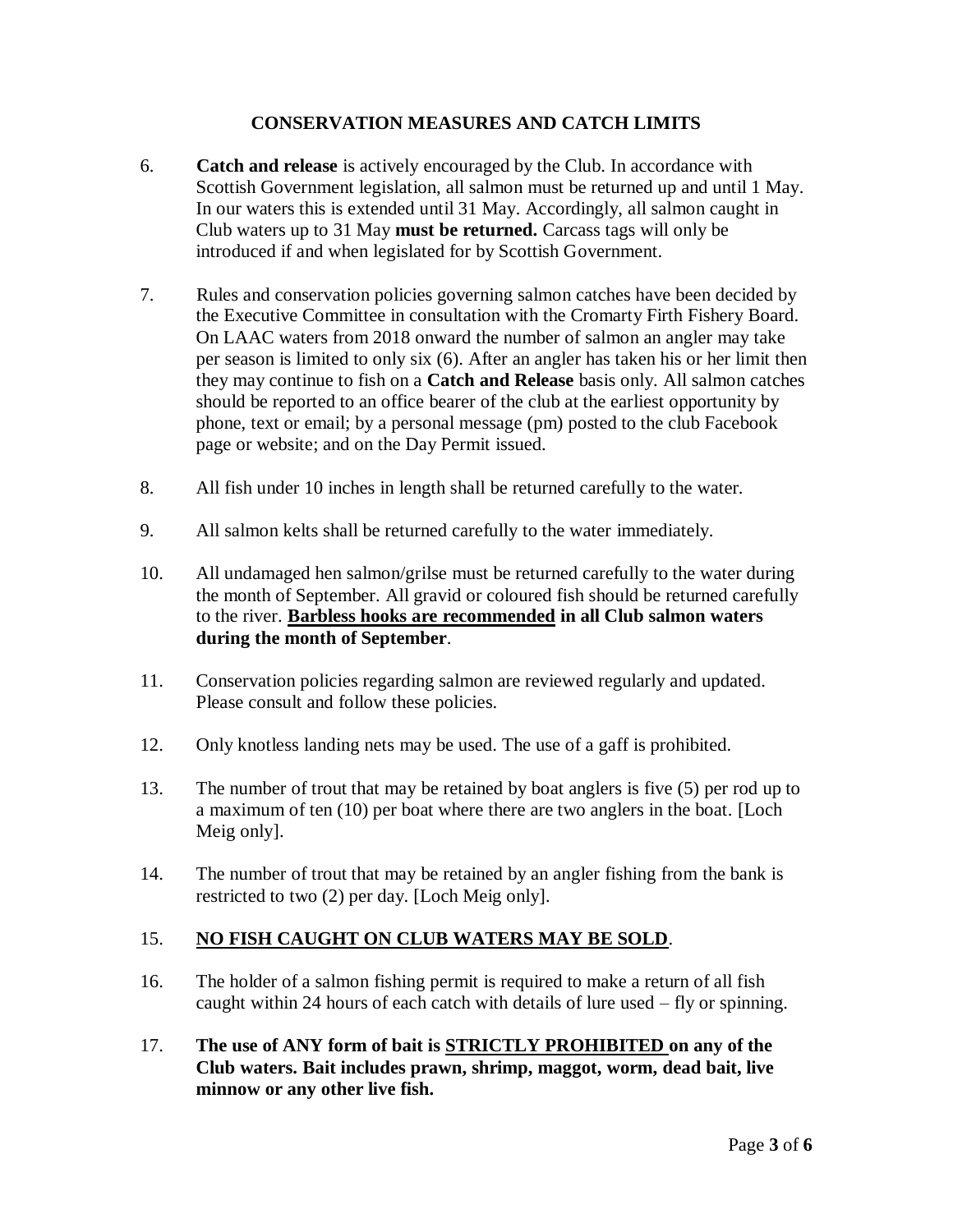## CONSERVATION MEASURES AND CATCH LIMITS

6. **Catch and release** is actively encouraged by the Club. In accordance with Scottish Government legislation, all salmon must be returned up and until 1 May. In our waters this is extended until 31 May. Accordingly, all salmon caught in Club waters up to 31 May **must be returned.** Carcass tags will only be introduced if and when legislated for by Scottish Government.

7. Rules and conservation policies governing salmon catches have been decided by the Executive Committee in consultation with the Cromarty Firth Fishery Board. On LAAC waters from 2018 onward the number of salmon an angler may take per season is limited to only six (6). After an angler has taken his or her limit then they may continue to fish on a **Catch and Release** basis only. All salmon catches should be reported to an office bearer of the club at the earliest opportunity by phone, text or email; by a personal message (pm) posted to the club Facebook page or website; and on the Day Permit issued.

8. All fish under 10 inches in length shall be returned carefully to the water.

9. All salmon kelts shall be returned carefully to the water immediately.

10. All undamaged hen salmon/grilse must be returned carefully to the water during the month of September. All gravid or coloured fish should be returned carefully to the river. **<u>Barbless hooks are recommended</u> in all Club salmon waters during the month of September**.

11. Conservation policies regarding salmon are reviewed regularly and updated. Please consult and follow these policies.

12. Only knotless landing nets may be used. The use of a gaff is prohibited.

13. The number of trout that may be retained by boat anglers is five (5) per rod up to a maximum of ten (10) per boat where there are two anglers in the boat. [Loch Meig only].

14. The number of trout that may be retained by an angler fishing from the bank is restricted to two (2) per day. [Loch Meig only].

15. **<u>NO FISH CAUGHT ON CLUB WATERS MAY BE SOLD</u>**.

16. The holder of a salmon fishing permit is required to make a return of all fish caught within 24 hours of each catch with details of lure used – fly or spinning.

17. **The use of ANY form of bait is <u>STRICTLY PROHIBITED</u> on any of the Club waters. Bait includes prawn, shrimp, maggot, worm, dead bait, live minnow or any other live fish.**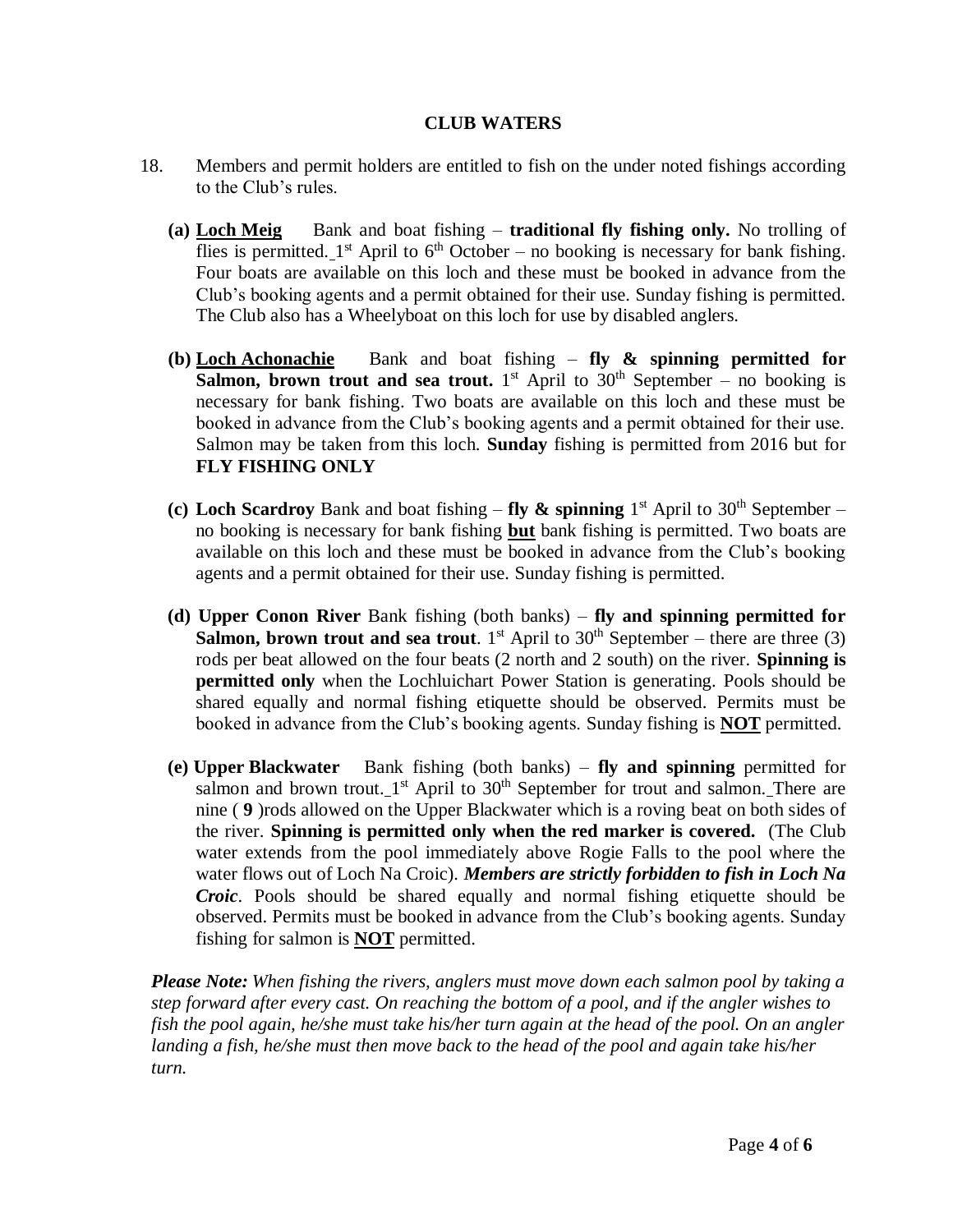## CLUB WATERS

18. Members and permit holders are entitled to fish on the under noted fishings according to the Club's rules.

   **(a) <u>Loch Meig</u>** Bank and boat fishing – **traditional fly fishing only.** No trolling of flies is permitted. 1st April to 6th October – no booking is necessary for bank fishing. Four boats are available on this loch and these must be booked in advance from the Club's booking agents and a permit obtained for their use. Sunday fishing is permitted. The Club also has a Wheelyboat on this loch for use by disabled anglers.

   **(b) <u>Loch Achonachie</u>** Bank and boat fishing – **fly & spinning permitted for Salmon, brown trout and sea trout.** 1st April to 30th September – no booking is necessary for bank fishing. Two boats are available on this loch and these must be booked in advance from the Club's booking agents and a permit obtained for their use. Salmon may be taken from this loch. **Sunday** fishing is permitted from 2016 but for **FLY FISHING ONLY**

   **(c) Loch Scardroy** Bank and boat fishing – **fly & spinning** 1st April to 30th September – no booking is necessary for bank fishing **<u>but</u>** bank fishing is permitted. Two boats are available on this loch and these must be booked in advance from the Club's booking agents and a permit obtained for their use. Sunday fishing is permitted.

   **(d) Upper Conon River** Bank fishing (both banks) – **fly and spinning permitted for Salmon, brown trout and sea trout**. 1st April to 30th September – there are three (3) rods per beat allowed on the four beats (2 north and 2 south) on the river. **Spinning is permitted only** when the Lochluichart Power Station is generating. Pools should be shared equally and normal fishing etiquette should be observed. Permits must be booked in advance from the Club's booking agents. Sunday fishing is **<u>NOT</u>** permitted.

   **(e) Upper Blackwater** Bank fishing (both banks) – **fly and spinning** permitted for salmon and brown trout. 1st April to 30th September for trout and salmon. There are nine ( **9** )rods allowed on the Upper Blackwater which is a roving beat on both sides of the river. **Spinning is permitted only when the red marker is covered.** (The Club water extends from the pool immediately above Rogie Falls to the pool where the water flows out of Loch Na Croic). ***Members are strictly forbidden to fish in Loch Na Croic***. Pools should be shared equally and normal fishing etiquette should be observed. Permits must be booked in advance from the Club's booking agents. Sunday fishing for salmon is **<u>NOT</u>** permitted.

***Please Note:*** *When fishing the rivers, anglers must move down each salmon pool by taking a step forward after every cast. On reaching the bottom of a pool, and if the angler wishes to fish the pool again, he/she must take his/her turn again at the head of the pool. On an angler landing a fish, he/she must then move back to the head of the pool and again take his/her turn.*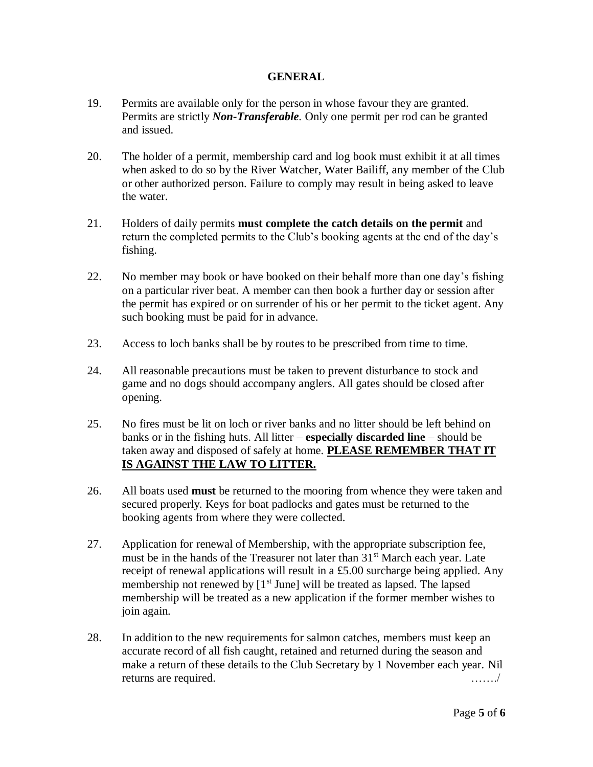## GENERAL

19. Permits are available only for the person in whose favour they are granted. Permits are strictly ***Non-Transferable***. Only one permit per rod can be granted and issued.

20. The holder of a permit, membership card and log book must exhibit it at all times when asked to do so by the River Watcher, Water Bailiff, any member of the Club or other authorized person. Failure to comply may result in being asked to leave the water.

21. Holders of daily permits **must complete the catch details on the permit** and return the completed permits to the Club's booking agents at the end of the day's fishing.

22. No member may book or have booked on their behalf more than one day's fishing on a particular river beat. A member can then book a further day or session after the permit has expired or on surrender of his or her permit to the ticket agent. Any such booking must be paid for in advance.

23. Access to loch banks shall be by routes to be prescribed from time to time.

24. All reasonable precautions must be taken to prevent disturbance to stock and game and no dogs should accompany anglers. All gates should be closed after opening.

25. No fires must be lit on loch or river banks and no litter should be left behind on banks or in the fishing huts. All litter – **especially discarded line** – should be taken away and disposed of safely at home. **<u>PLEASE REMEMBER THAT IT IS AGAINST THE LAW TO LITTER.</u>**

26. All boats used **must** be returned to the mooring from whence they were taken and secured properly. Keys for boat padlocks and gates must be returned to the booking agents from where they were collected.

27. Application for renewal of Membership, with the appropriate subscription fee, must be in the hands of the Treasurer not later than 31st March each year. Late receipt of renewal applications will result in a £5.00 surcharge being applied. Any membership not renewed by [1st June] will be treated as lapsed. The lapsed membership will be treated as a new application if the former member wishes to join again.

28. In addition to the new requirements for salmon catches, members must keep an accurate record of all fish caught, retained and returned during the season and make a return of these details to the Club Secretary by 1 November each year. Nil returns are required. ……./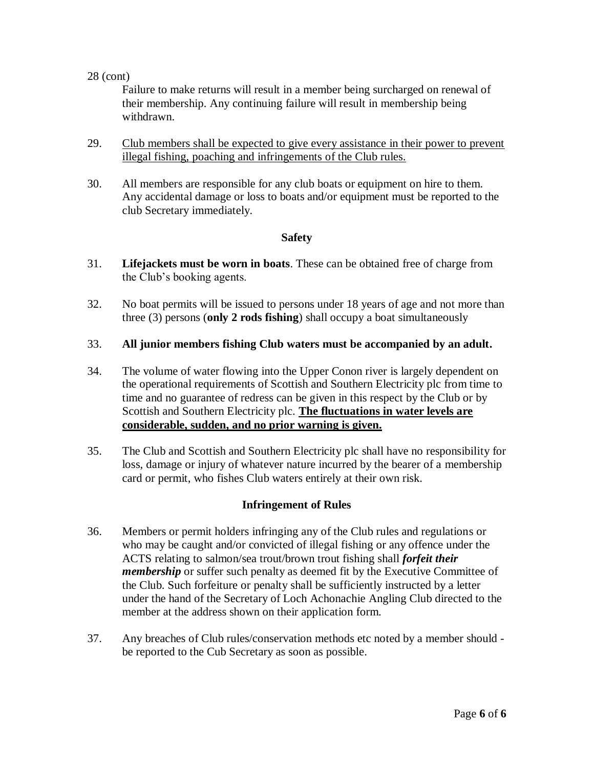28 (cont)

Failure to make returns will result in a member being surcharged on renewal of their membership. Any continuing failure will result in membership being withdrawn.

29. <u>Club members shall be expected to give every assistance in their power to prevent illegal fishing, poaching and infringements of the Club rules.</u>

30. All members are responsible for any club boats or equipment on hire to them. Any accidental damage or loss to boats and/or equipment must be reported to the club Secretary immediately.

### Safety

31. **Lifejackets must be worn in boats**. These can be obtained free of charge from the Club's booking agents.

32. No boat permits will be issued to persons under 18 years of age and not more than three (3) persons (**only 2 rods fishing**) shall occupy a boat simultaneously

33. **All junior members fishing Club waters must be accompanied by an adult.**

34. The volume of water flowing into the Upper Conon river is largely dependent on the operational requirements of Scottish and Southern Electricity plc from time to time and no guarantee of redress can be given in this respect by the Club or by Scottish and Southern Electricity plc. <u>**The fluctuations in water levels are considerable, sudden, and no prior warning is given.**</u>

35. The Club and Scottish and Southern Electricity plc shall have no responsibility for loss, damage or injury of whatever nature incurred by the bearer of a membership card or permit, who fishes Club waters entirely at their own risk.

### Infringement of Rules

36. Members or permit holders infringing any of the Club rules and regulations or who may be caught and/or convicted of illegal fishing or any offence under the ACTS relating to salmon/sea trout/brown trout fishing shall ***forfeit their membership*** or suffer such penalty as deemed fit by the Executive Committee of the Club. Such forfeiture or penalty shall be sufficiently instructed by a letter under the hand of the Secretary of Loch Achonachie Angling Club directed to the member at the address shown on their application form.

37. Any breaches of Club rules/conservation methods etc noted by a member should - be reported to the Cub Secretary as soon as possible.